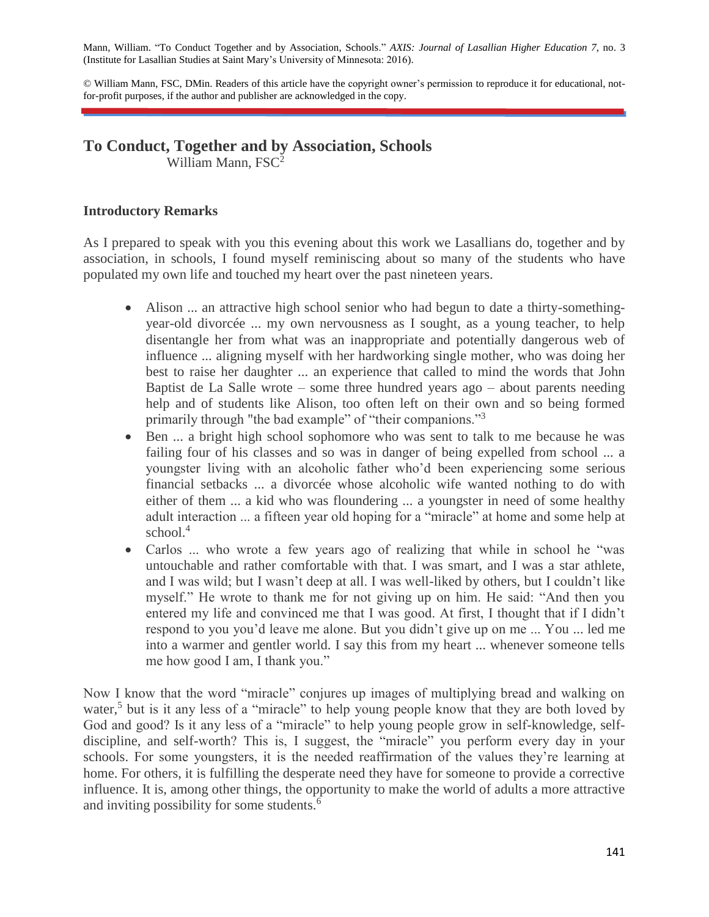Mann, William. "To Conduct Together and by Association, Schools." *AXIS: Journal of Lasallian Higher Education 7*, no. 3 (Institute for Lasallian Studies at Saint Mary's University of Minnesota: 2016).

© William Mann, FSC, DMin. Readers of this article have the copyright owner's permission to reproduce it for educational, not-for-profit purposes, if the author and publisher are acknowledged in the copy.

# To Conduct, Together and by Association, Schools

William Mann, FSC[2]

## Introductory Remarks

As I prepared to speak with you this evening about this work we Lasallians do, together and by association, in schools, I found myself reminiscing about so many of the students who have populated my own life and touched my heart over the past nineteen years.

- Alison ... an attractive high school senior who had begun to date a thirty-something-year-old divorcée ... my own nervousness as I sought, as a young teacher, to help disentangle her from what was an inappropriate and potentially dangerous web of influence ... aligning myself with her hardworking single mother, who was doing her best to raise her daughter ... an experience that called to mind the words that John Baptist de La Salle wrote – some three hundred years ago – about parents needing help and of students like Alison, too often left on their own and so being formed primarily through "the bad example" of "their companions."[3]
- Ben ... a bright high school sophomore who was sent to talk to me because he was failing four of his classes and so was in danger of being expelled from school ... a youngster living with an alcoholic father who'd been experiencing some serious financial setbacks ... a divorcée whose alcoholic wife wanted nothing to do with either of them ... a kid who was floundering ... a youngster in need of some healthy adult interaction ... a fifteen year old hoping for a "miracle" at home and some help at school.[4]
- Carlos ... who wrote a few years ago of realizing that while in school he "was untouchable and rather comfortable with that. I was smart, and I was a star athlete, and I was wild; but I wasn't deep at all. I was well-liked by others, but I couldn't like myself." He wrote to thank me for not giving up on him. He said: "And then you entered my life and convinced me that I was good. At first, I thought that if I didn't respond to you you'd leave me alone. But you didn't give up on me ... You ... led me into a warmer and gentler world. I say this from my heart ... whenever someone tells me how good I am, I thank you."

Now I know that the word "miracle" conjures up images of multiplying bread and walking on water,[5] but is it any less of a "miracle" to help young people know that they are both loved by God and good? Is it any less of a "miracle" to help young people grow in self-knowledge, self-discipline, and self-worth? This is, I suggest, the "miracle" you perform every day in your schools. For some youngsters, it is the needed reaffirmation of the values they're learning at home. For others, it is fulfilling the desperate need they have for someone to provide a corrective influence. It is, among other things, the opportunity to make the world of adults a more attractive and inviting possibility for some students.[6]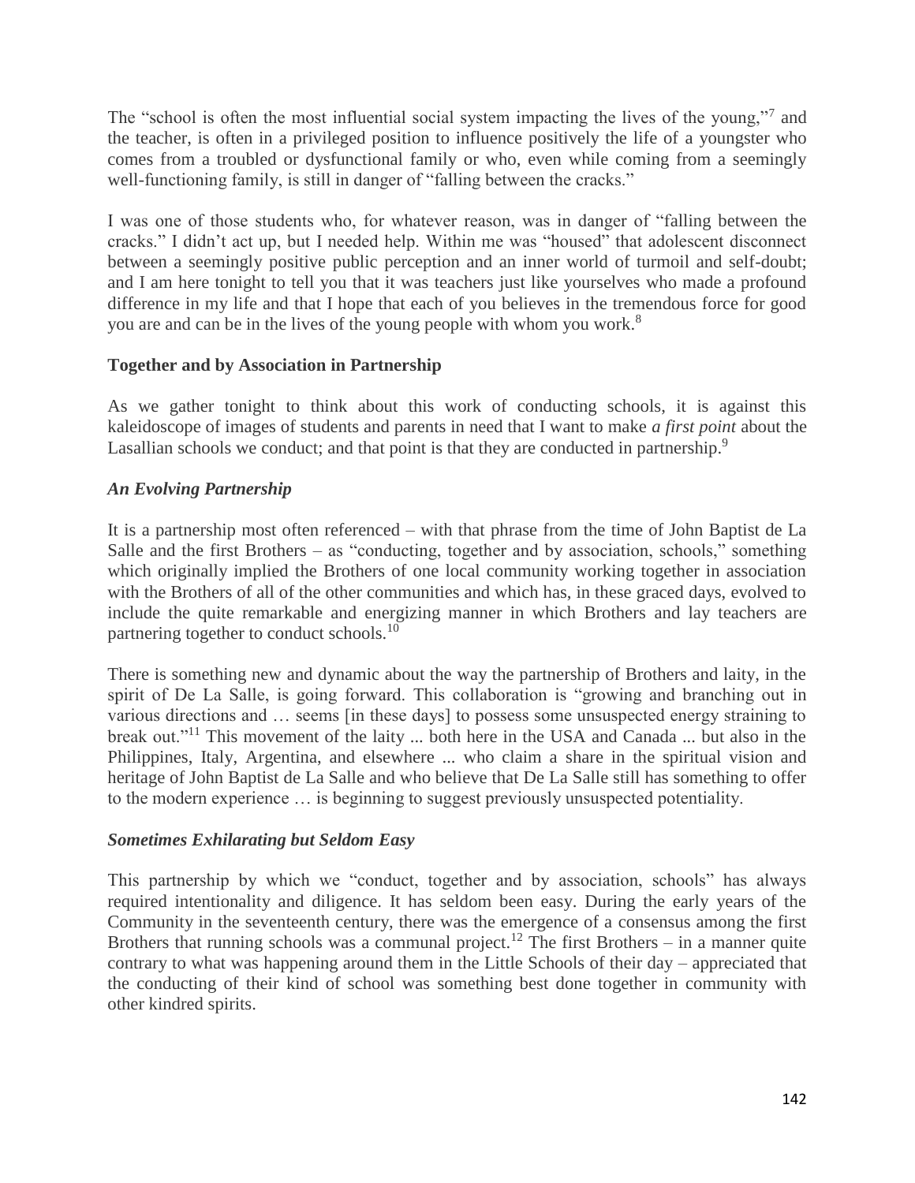The "school is often the most influential social system impacting the lives of the young,"[7] and the teacher, is often in a privileged position to influence positively the life of a youngster who comes from a troubled or dysfunctional family or who, even while coming from a seemingly well-functioning family, is still in danger of "falling between the cracks."

I was one of those students who, for whatever reason, was in danger of "falling between the cracks." I didn't act up, but I needed help. Within me was "housed" that adolescent disconnect between a seemingly positive public perception and an inner world of turmoil and self-doubt; and I am here tonight to tell you that it was teachers just like yourselves who made a profound difference in my life and that I hope that each of you believes in the tremendous force for good you are and can be in the lives of the young people with whom you work.[8]

## Together and by Association in Partnership

As we gather tonight to think about this work of conducting schools, it is against this kaleidoscope of images of students and parents in need that I want to make *a first point* about the Lasallian schools we conduct; and that point is that they are conducted in partnership.[9]

### *An Evolving Partnership*

It is a partnership most often referenced – with that phrase from the time of John Baptist de La Salle and the first Brothers – as "conducting, together and by association, schools," something which originally implied the Brothers of one local community working together in association with the Brothers of all of the other communities and which has, in these graced days, evolved to include the quite remarkable and energizing manner in which Brothers and lay teachers are partnering together to conduct schools.[10]

There is something new and dynamic about the way the partnership of Brothers and laity, in the spirit of De La Salle, is going forward. This collaboration is "growing and branching out in various directions and … seems [in these days] to possess some unsuspected energy straining to break out."[11] This movement of the laity ... both here in the USA and Canada ... but also in the Philippines, Italy, Argentina, and elsewhere ... who claim a share in the spiritual vision and heritage of John Baptist de La Salle and who believe that De La Salle still has something to offer to the modern experience … is beginning to suggest previously unsuspected potentiality.

### *Sometimes Exhilarating but Seldom Easy*

This partnership by which we "conduct, together and by association, schools" has always required intentionality and diligence. It has seldom been easy. During the early years of the Community in the seventeenth century, there was the emergence of a consensus among the first Brothers that running schools was a communal project.[12] The first Brothers – in a manner quite contrary to what was happening around them in the Little Schools of their day – appreciated that the conducting of their kind of school was something best done together in community with other kindred spirits.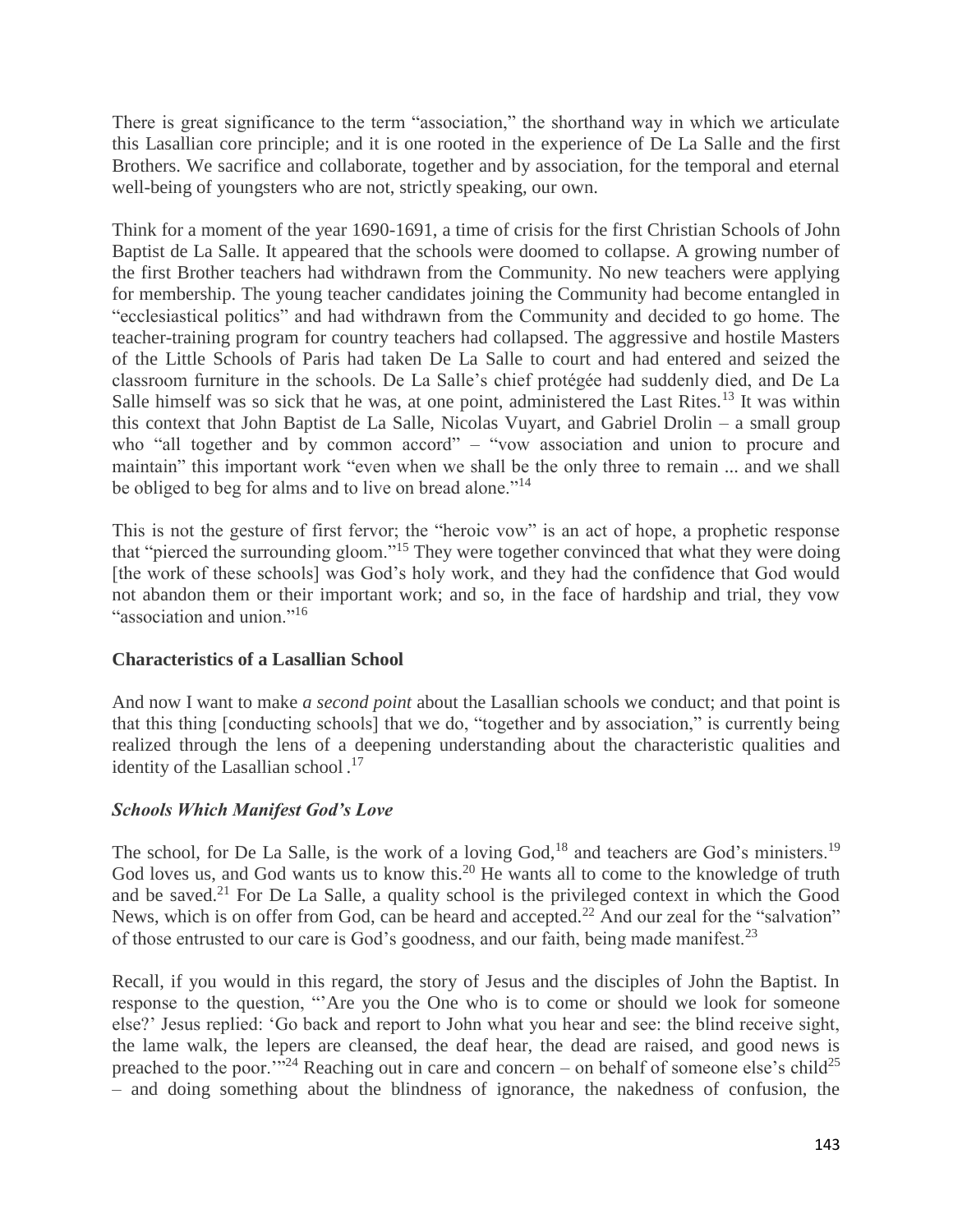There is great significance to the term "association," the shorthand way in which we articulate this Lasallian core principle; and it is one rooted in the experience of De La Salle and the first Brothers. We sacrifice and collaborate, together and by association, for the temporal and eternal well-being of youngsters who are not, strictly speaking, our own.

Think for a moment of the year 1690-1691, a time of crisis for the first Christian Schools of John Baptist de La Salle. It appeared that the schools were doomed to collapse. A growing number of the first Brother teachers had withdrawn from the Community. No new teachers were applying for membership. The young teacher candidates joining the Community had become entangled in "ecclesiastical politics" and had withdrawn from the Community and decided to go home. The teacher-training program for country teachers had collapsed. The aggressive and hostile Masters of the Little Schools of Paris had taken De La Salle to court and had entered and seized the classroom furniture in the schools. De La Salle's chief protégée had suddenly died, and De La Salle himself was so sick that he was, at one point, administered the Last Rites.[13] It was within this context that John Baptist de La Salle, Nicolas Vuyart, and Gabriel Drolin – a small group who "all together and by common accord" – "vow association and union to procure and maintain" this important work "even when we shall be the only three to remain ... and we shall be obliged to beg for alms and to live on bread alone."[14]

This is not the gesture of first fervor; the "heroic vow" is an act of hope, a prophetic response that "pierced the surrounding gloom."[15] They were together convinced that what they were doing [the work of these schools] was God's holy work, and they had the confidence that God would not abandon them or their important work; and so, in the face of hardship and trial, they vow "association and union."[16]

## Characteristics of a Lasallian School

And now I want to make *a second point* about the Lasallian schools we conduct; and that point is that this thing [conducting schools] that we do, "together and by association," is currently being realized through the lens of a deepening understanding about the characteristic qualities and identity of the Lasallian school .[17]

### *Schools Which Manifest God's Love*

The school, for De La Salle, is the work of a loving God,[18] and teachers are God's ministers.[19] God loves us, and God wants us to know this.[20] He wants all to come to the knowledge of truth and be saved.[21] For De La Salle, a quality school is the privileged context in which the Good News, which is on offer from God, can be heard and accepted.[22] And our zeal for the "salvation" of those entrusted to our care is God's goodness, and our faith, being made manifest.[23]

Recall, if you would in this regard, the story of Jesus and the disciples of John the Baptist. In response to the question, "'Are you the One who is to come or should we look for someone else?' Jesus replied: 'Go back and report to John what you hear and see: the blind receive sight, the lame walk, the lepers are cleansed, the deaf hear, the dead are raised, and good news is preached to the poor.'"[24] Reaching out in care and concern – on behalf of someone else's child[25] – and doing something about the blindness of ignorance, the nakedness of confusion, the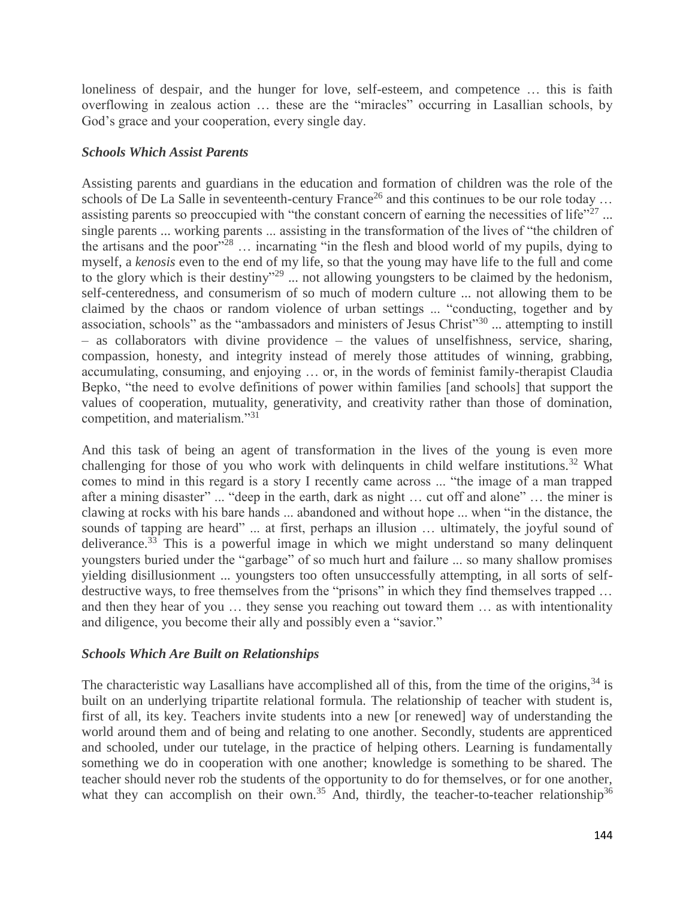loneliness of despair, and the hunger for love, self-esteem, and competence … this is faith overflowing in zealous action … these are the "miracles" occurring in Lasallian schools, by God's grace and your cooperation, every single day.

### *Schools Which Assist Parents*

Assisting parents and guardians in the education and formation of children was the role of the schools of De La Salle in seventeenth-century France[26] and this continues to be our role today … assisting parents so preoccupied with "the constant concern of earning the necessities of life"[27] ... single parents ... working parents ... assisting in the transformation of the lives of "the children of the artisans and the poor"[28] … incarnating "in the flesh and blood world of my pupils, dying to myself, a *kenosis* even to the end of my life, so that the young may have life to the full and come to the glory which is their destiny"[29] ... not allowing youngsters to be claimed by the hedonism, self-centeredness, and consumerism of so much of modern culture ... not allowing them to be claimed by the chaos or random violence of urban settings ... "conducting, together and by association, schools" as the "ambassadors and ministers of Jesus Christ"[30] ... attempting to instill – as collaborators with divine providence – the values of unselfishness, service, sharing, compassion, honesty, and integrity instead of merely those attitudes of winning, grabbing, accumulating, consuming, and enjoying … or, in the words of feminist family-therapist Claudia Bepko, "the need to evolve definitions of power within families [and schools] that support the values of cooperation, mutuality, generativity, and creativity rather than those of domination, competition, and materialism."[31]

And this task of being an agent of transformation in the lives of the young is even more challenging for those of you who work with delinquents in child welfare institutions.[32] What comes to mind in this regard is a story I recently came across ... "the image of a man trapped after a mining disaster" ... "deep in the earth, dark as night … cut off and alone" … the miner is clawing at rocks with his bare hands ... abandoned and without hope ... when "in the distance, the sounds of tapping are heard" ... at first, perhaps an illusion … ultimately, the joyful sound of deliverance.[33] This is a powerful image in which we might understand so many delinquent youngsters buried under the "garbage" of so much hurt and failure ... so many shallow promises yielding disillusionment ... youngsters too often unsuccessfully attempting, in all sorts of self-destructive ways, to free themselves from the "prisons" in which they find themselves trapped … and then they hear of you … they sense you reaching out toward them … as with intentionality and diligence, you become their ally and possibly even a "savior."

### *Schools Which Are Built on Relationships*

The characteristic way Lasallians have accomplished all of this, from the time of the origins,[34] is built on an underlying tripartite relational formula. The relationship of teacher with student is, first of all, its key. Teachers invite students into a new [or renewed] way of understanding the world around them and of being and relating to one another. Secondly, students are apprenticed and schooled, under our tutelage, in the practice of helping others. Learning is fundamentally something we do in cooperation with one another; knowledge is something to be shared. The teacher should never rob the students of the opportunity to do for themselves, or for one another, what they can accomplish on their own.[35] And, thirdly, the teacher-to-teacher relationship[36]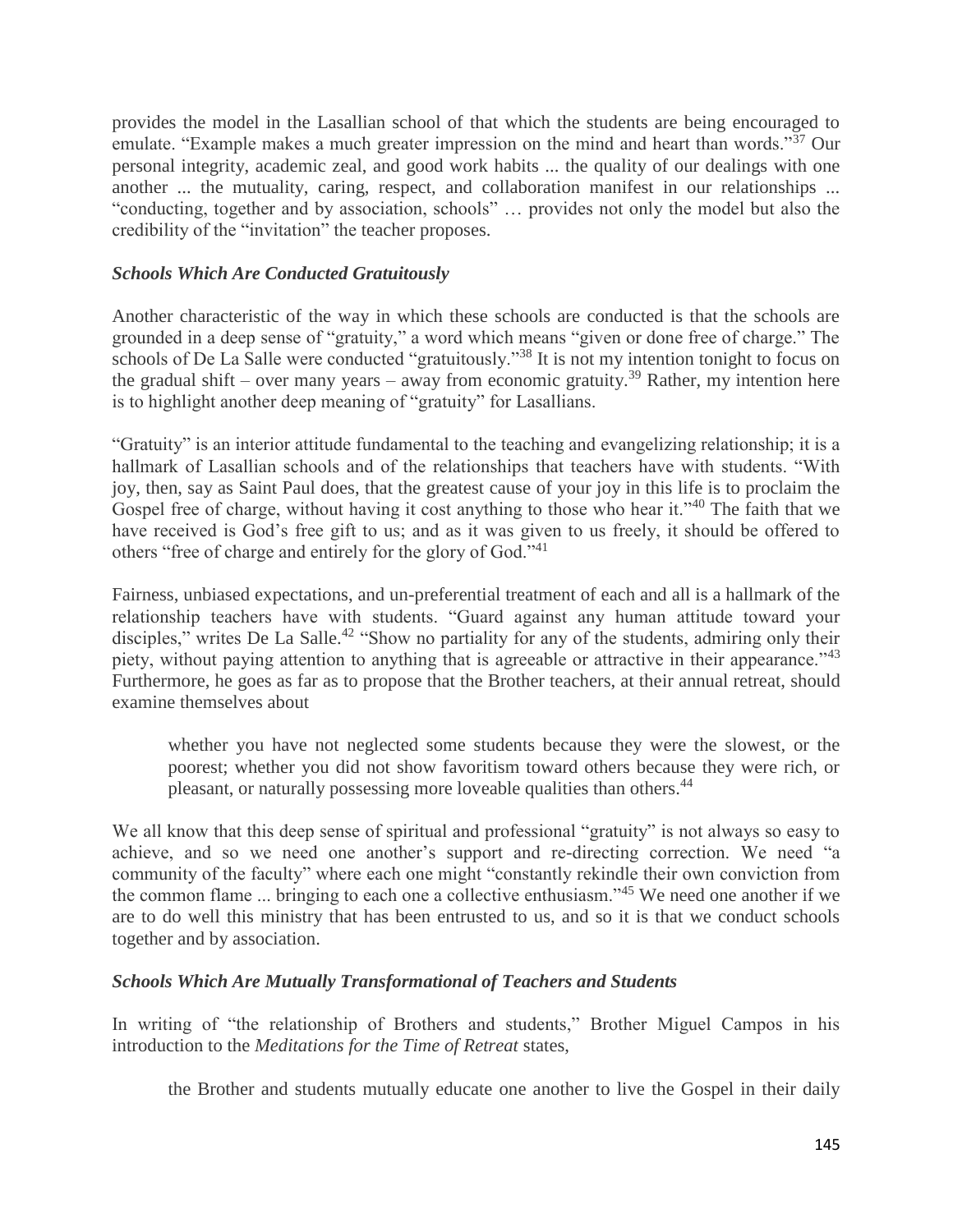provides the model in the Lasallian school of that which the students are being encouraged to emulate. "Example makes a much greater impression on the mind and heart than words."[37] Our personal integrity, academic zeal, and good work habits ... the quality of our dealings with one another ... the mutuality, caring, respect, and collaboration manifest in our relationships ... "conducting, together and by association, schools" … provides not only the model but also the credibility of the "invitation" the teacher proposes.

### *Schools Which Are Conducted Gratuitously*

Another characteristic of the way in which these schools are conducted is that the schools are grounded in a deep sense of "gratuity," a word which means "given or done free of charge." The schools of De La Salle were conducted "gratuitously."[38] It is not my intention tonight to focus on the gradual shift – over many years – away from economic gratuity.[39] Rather, my intention here is to highlight another deep meaning of "gratuity" for Lasallians.

"Gratuity" is an interior attitude fundamental to the teaching and evangelizing relationship; it is a hallmark of Lasallian schools and of the relationships that teachers have with students. "With joy, then, say as Saint Paul does, that the greatest cause of your joy in this life is to proclaim the Gospel free of charge, without having it cost anything to those who hear it."[40] The faith that we have received is God's free gift to us; and as it was given to us freely, it should be offered to others "free of charge and entirely for the glory of God."[41]

Fairness, unbiased expectations, and un-preferential treatment of each and all is a hallmark of the relationship teachers have with students. "Guard against any human attitude toward your disciples," writes De La Salle.[42] "Show no partiality for any of the students, admiring only their piety, without paying attention to anything that is agreeable or attractive in their appearance."[43] Furthermore, he goes as far as to propose that the Brother teachers, at their annual retreat, should examine themselves about

> whether you have not neglected some students because they were the slowest, or the poorest; whether you did not show favoritism toward others because they were rich, or pleasant, or naturally possessing more loveable qualities than others.[44]

We all know that this deep sense of spiritual and professional "gratuity" is not always so easy to achieve, and so we need one another's support and re-directing correction. We need "a community of the faculty" where each one might "constantly rekindle their own conviction from the common flame ... bringing to each one a collective enthusiasm."[45] We need one another if we are to do well this ministry that has been entrusted to us, and so it is that we conduct schools together and by association.

### *Schools Which Are Mutually Transformational of Teachers and Students*

In writing of "the relationship of Brothers and students," Brother Miguel Campos in his introduction to the *Meditations for the Time of Retreat* states,

> the Brother and students mutually educate one another to live the Gospel in their daily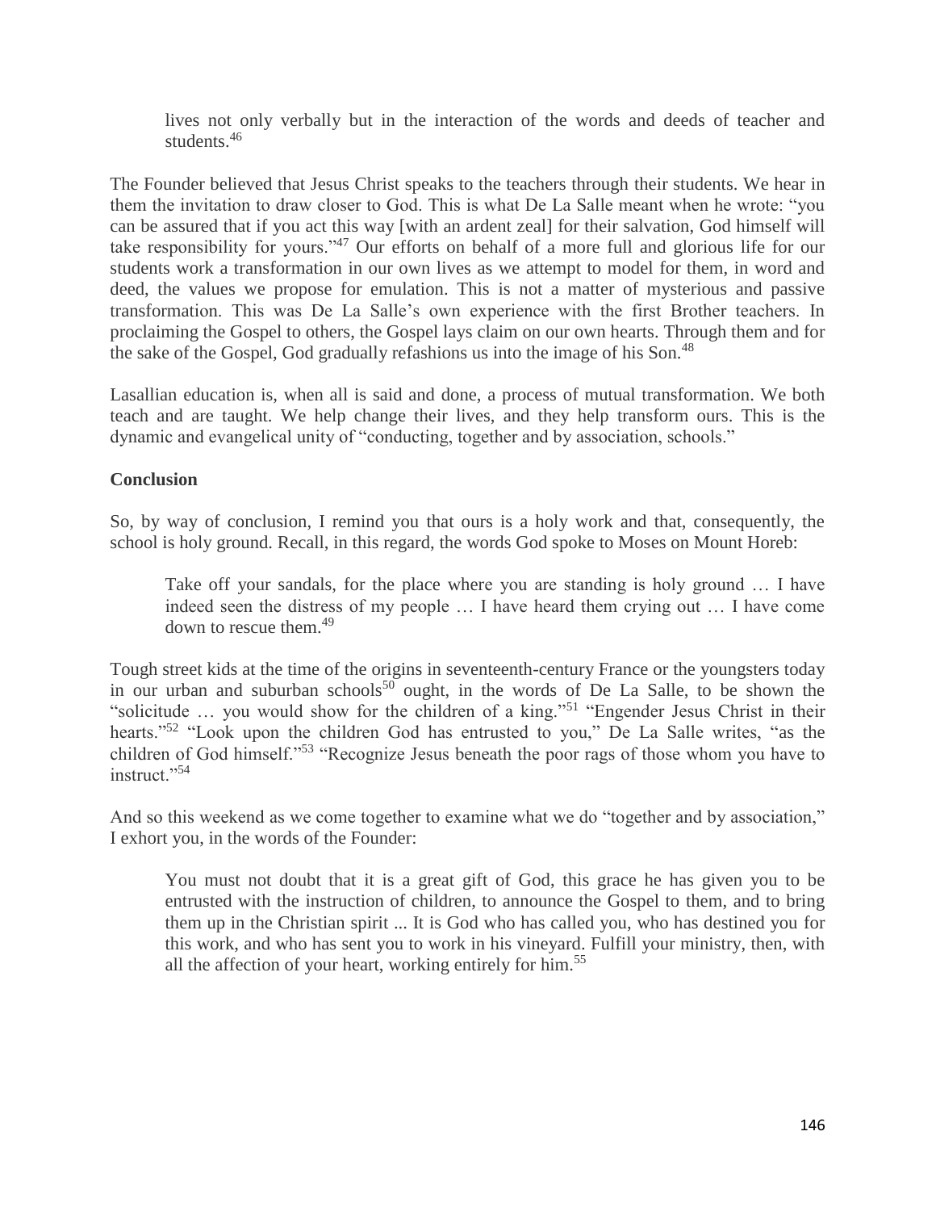> lives not only verbally but in the interaction of the words and deeds of teacher and students.[46]

The Founder believed that Jesus Christ speaks to the teachers through their students. We hear in them the invitation to draw closer to God. This is what De La Salle meant when he wrote: "you can be assured that if you act this way [with an ardent zeal] for their salvation, God himself will take responsibility for yours."[47] Our efforts on behalf of a more full and glorious life for our students work a transformation in our own lives as we attempt to model for them, in word and deed, the values we propose for emulation. This is not a matter of mysterious and passive transformation. This was De La Salle's own experience with the first Brother teachers. In proclaiming the Gospel to others, the Gospel lays claim on our own hearts. Through them and for the sake of the Gospel, God gradually refashions us into the image of his Son.[48]

Lasallian education is, when all is said and done, a process of mutual transformation. We both teach and are taught. We help change their lives, and they help transform ours. This is the dynamic and evangelical unity of "conducting, together and by association, schools."

**Conclusion**

So, by way of conclusion, I remind you that ours is a holy work and that, consequently, the school is holy ground. Recall, in this regard, the words God spoke to Moses on Mount Horeb:

> Take off your sandals, for the place where you are standing is holy ground … I have indeed seen the distress of my people … I have heard them crying out … I have come down to rescue them.[49]

Tough street kids at the time of the origins in seventeenth-century France or the youngsters today in our urban and suburban schools[50] ought, in the words of De La Salle, to be shown the "solicitude … you would show for the children of a king."[51] "Engender Jesus Christ in their hearts."[52] "Look upon the children God has entrusted to you," De La Salle writes, "as the children of God himself."[53] "Recognize Jesus beneath the poor rags of those whom you have to instruct."[54]

And so this weekend as we come together to examine what we do "together and by association," I exhort you, in the words of the Founder:

> You must not doubt that it is a great gift of God, this grace he has given you to be entrusted with the instruction of children, to announce the Gospel to them, and to bring them up in the Christian spirit ... It is God who has called you, who has destined you for this work, and who has sent you to work in his vineyard. Fulfill your ministry, then, with all the affection of your heart, working entirely for him.[55]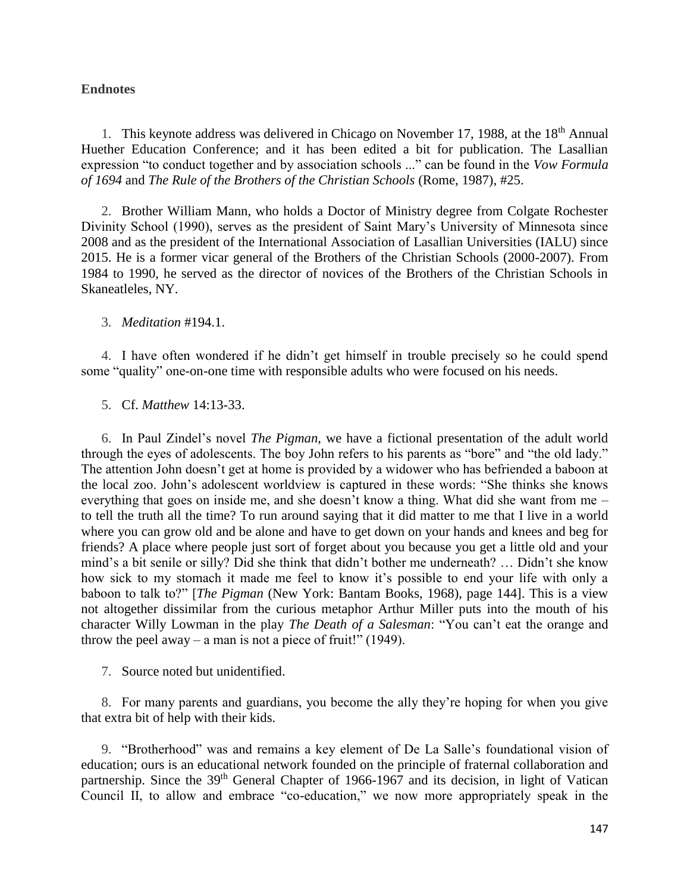**Endnotes**

1. This keynote address was delivered in Chicago on November 17, 1988, at the 18th Annual Huether Education Conference; and it has been edited a bit for publication. The Lasallian expression "to conduct together and by association schools ..." can be found in the *Vow Formula of 1694* and *The Rule of the Brothers of the Christian Schools* (Rome, 1987), #25.

2. Brother William Mann, who holds a Doctor of Ministry degree from Colgate Rochester Divinity School (1990), serves as the president of Saint Mary's University of Minnesota since 2008 and as the president of the International Association of Lasallian Universities (IALU) since 2015. He is a former vicar general of the Brothers of the Christian Schools (2000-2007). From 1984 to 1990, he served as the director of novices of the Brothers of the Christian Schools in Skaneatleles, NY.

3. *Meditation* #194.1.

4. I have often wondered if he didn't get himself in trouble precisely so he could spend some "quality" one-on-one time with responsible adults who were focused on his needs.

5. Cf. *Matthew* 14:13-33.

6. In Paul Zindel's novel *The Pigman*, we have a fictional presentation of the adult world through the eyes of adolescents. The boy John refers to his parents as "bore" and "the old lady." The attention John doesn't get at home is provided by a widower who has befriended a baboon at the local zoo. John's adolescent worldview is captured in these words: "She thinks she knows everything that goes on inside me, and she doesn't know a thing. What did she want from me – to tell the truth all the time? To run around saying that it did matter to me that I live in a world where you can grow old and be alone and have to get down on your hands and knees and beg for friends? A place where people just sort of forget about you because you get a little old and your mind's a bit senile or silly? Did she think that didn't bother me underneath? … Didn't she know how sick to my stomach it made me feel to know it's possible to end your life with only a baboon to talk to?" [*The Pigman* (New York: Bantam Books, 1968), page 144]. This is a view not altogether dissimilar from the curious metaphor Arthur Miller puts into the mouth of his character Willy Lowman in the play *The Death of a Salesman*: "You can't eat the orange and throw the peel away – a man is not a piece of fruit!" (1949).

7. Source noted but unidentified.

8. For many parents and guardians, you become the ally they're hoping for when you give that extra bit of help with their kids.

9. "Brotherhood" was and remains a key element of De La Salle's foundational vision of education; ours is an educational network founded on the principle of fraternal collaboration and partnership. Since the 39th General Chapter of 1966-1967 and its decision, in light of Vatican Council II, to allow and embrace "co-education," we now more appropriately speak in the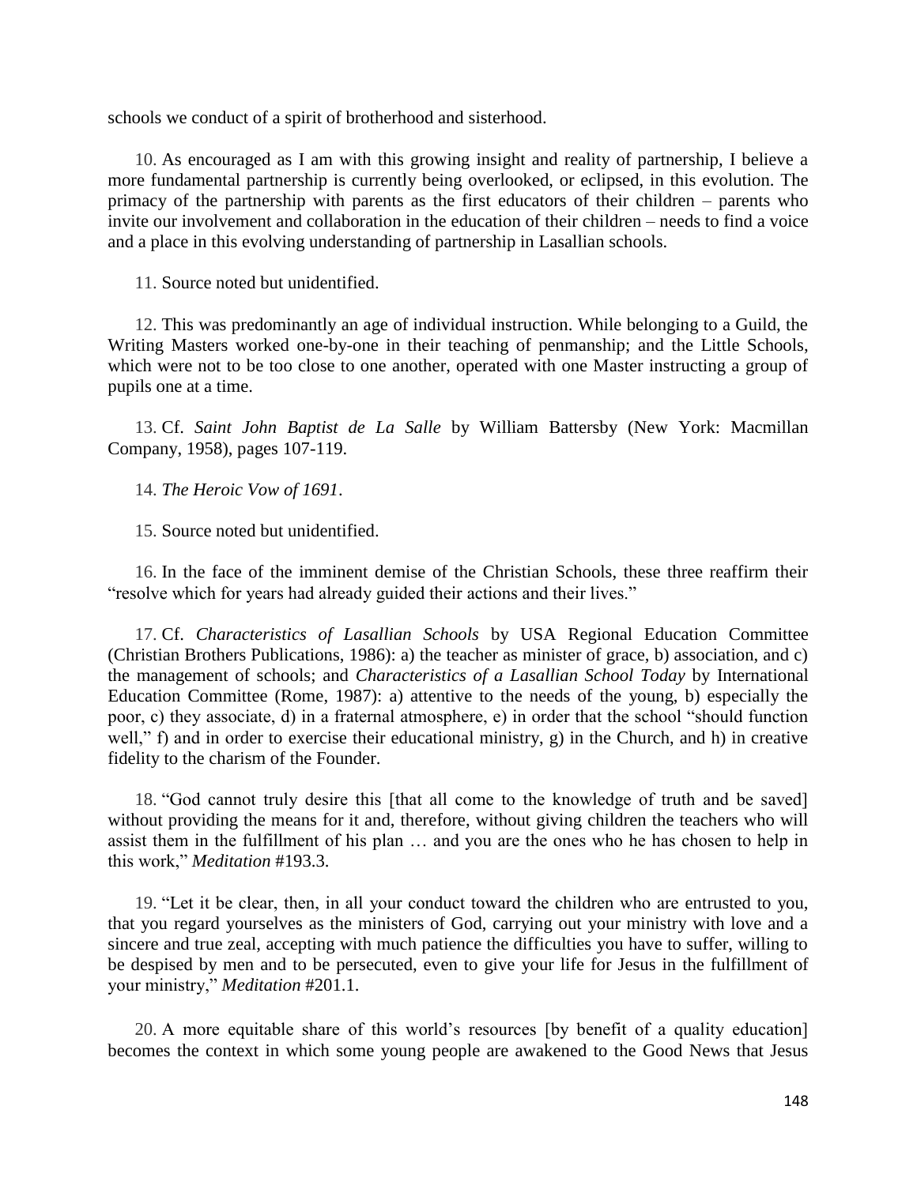schools we conduct of a spirit of brotherhood and sisterhood.

10. As encouraged as I am with this growing insight and reality of partnership, I believe a more fundamental partnership is currently being overlooked, or eclipsed, in this evolution. The primacy of the partnership with parents as the first educators of their children – parents who invite our involvement and collaboration in the education of their children – needs to find a voice and a place in this evolving understanding of partnership in Lasallian schools.

11. Source noted but unidentified.

12. This was predominantly an age of individual instruction. While belonging to a Guild, the Writing Masters worked one-by-one in their teaching of penmanship; and the Little Schools, which were not to be too close to one another, operated with one Master instructing a group of pupils one at a time.

13. Cf. *Saint John Baptist de La Salle* by William Battersby (New York: Macmillan Company, 1958), pages 107-119.

14. *The Heroic Vow of 1691*.

15. Source noted but unidentified.

16. In the face of the imminent demise of the Christian Schools, these three reaffirm their "resolve which for years had already guided their actions and their lives."

17. Cf. *Characteristics of Lasallian Schools* by USA Regional Education Committee (Christian Brothers Publications, 1986): a) the teacher as minister of grace, b) association, and c) the management of schools; and *Characteristics of a Lasallian School Today* by International Education Committee (Rome, 1987): a) attentive to the needs of the young, b) especially the poor, c) they associate, d) in a fraternal atmosphere, e) in order that the school "should function well," f) and in order to exercise their educational ministry, g) in the Church, and h) in creative fidelity to the charism of the Founder.

18. "God cannot truly desire this [that all come to the knowledge of truth and be saved] without providing the means for it and, therefore, without giving children the teachers who will assist them in the fulfillment of his plan … and you are the ones who he has chosen to help in this work," *Meditation* #193.3.

19. "Let it be clear, then, in all your conduct toward the children who are entrusted to you, that you regard yourselves as the ministers of God, carrying out your ministry with love and a sincere and true zeal, accepting with much patience the difficulties you have to suffer, willing to be despised by men and to be persecuted, even to give your life for Jesus in the fulfillment of your ministry," *Meditation* #201.1.

20. A more equitable share of this world's resources [by benefit of a quality education] becomes the context in which some young people are awakened to the Good News that Jesus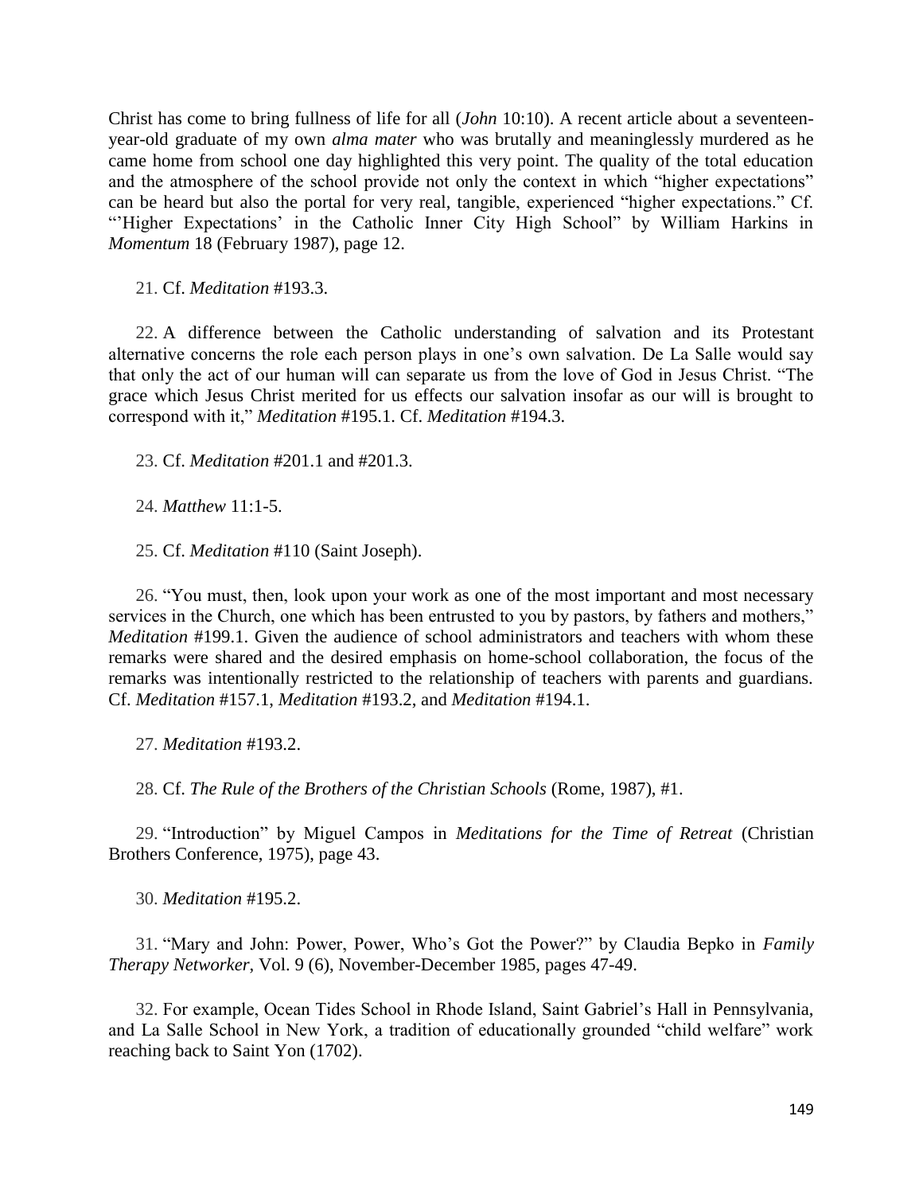Christ has come to bring fullness of life for all (*John* 10:10). A recent article about a seventeen-year-old graduate of my own *alma mater* who was brutally and meaninglessly murdered as he came home from school one day highlighted this very point. The quality of the total education and the atmosphere of the school provide not only the context in which "higher expectations" can be heard but also the portal for very real, tangible, experienced "higher expectations." Cf. "'Higher Expectations' in the Catholic Inner City High School" by William Harkins in *Momentum* 18 (February 1987), page 12.

21. Cf. *Meditation* #193.3.

22. A difference between the Catholic understanding of salvation and its Protestant alternative concerns the role each person plays in one's own salvation. De La Salle would say that only the act of our human will can separate us from the love of God in Jesus Christ. "The grace which Jesus Christ merited for us effects our salvation insofar as our will is brought to correspond with it," *Meditation* #195.1. Cf. *Meditation* #194.3.

23. Cf. *Meditation* #201.1 and #201.3.

24. *Matthew* 11:1-5.

25. Cf. *Meditation* #110 (Saint Joseph).

26. "You must, then, look upon your work as one of the most important and most necessary services in the Church, one which has been entrusted to you by pastors, by fathers and mothers," *Meditation* #199.1. Given the audience of school administrators and teachers with whom these remarks were shared and the desired emphasis on home-school collaboration, the focus of the remarks was intentionally restricted to the relationship of teachers with parents and guardians. Cf. *Meditation* #157.1, *Meditation* #193.2, and *Meditation* #194.1.

27. *Meditation* #193.2.

28. Cf. *The Rule of the Brothers of the Christian Schools* (Rome, 1987), #1.

29. "Introduction" by Miguel Campos in *Meditations for the Time of Retreat* (Christian Brothers Conference, 1975), page 43.

30. *Meditation* #195.2.

31. "Mary and John: Power, Power, Who's Got the Power?" by Claudia Bepko in *Family Therapy Networker*, Vol. 9 (6), November-December 1985, pages 47-49.

32. For example, Ocean Tides School in Rhode Island, Saint Gabriel's Hall in Pennsylvania, and La Salle School in New York, a tradition of educationally grounded "child welfare" work reaching back to Saint Yon (1702).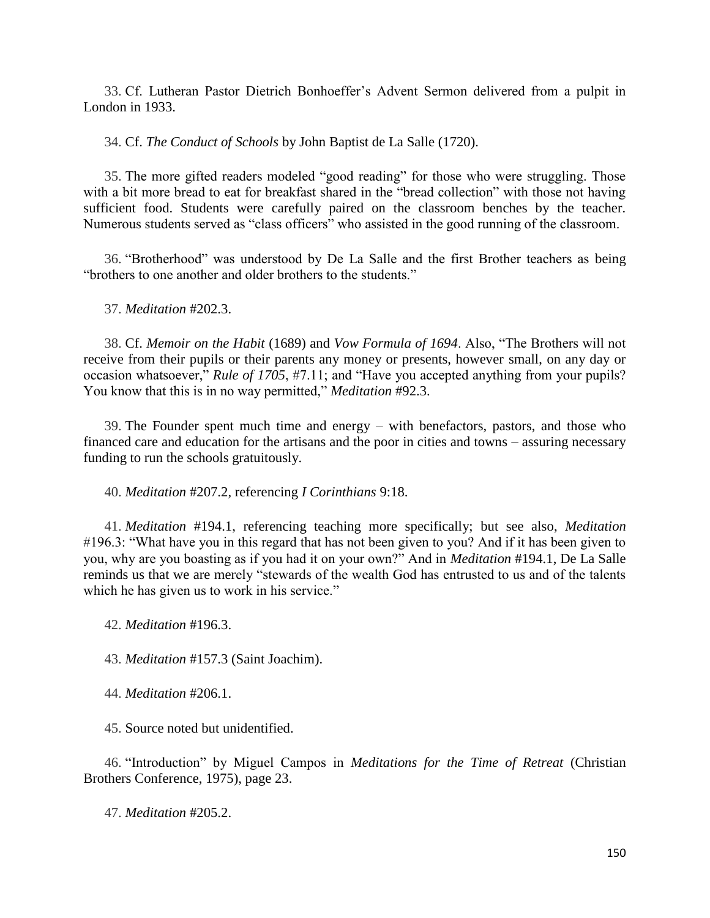33. Cf. Lutheran Pastor Dietrich Bonhoeffer's Advent Sermon delivered from a pulpit in London in 1933.

34. Cf. *The Conduct of Schools* by John Baptist de La Salle (1720).

35. The more gifted readers modeled "good reading" for those who were struggling. Those with a bit more bread to eat for breakfast shared in the "bread collection" with those not having sufficient food. Students were carefully paired on the classroom benches by the teacher. Numerous students served as "class officers" who assisted in the good running of the classroom.

36. "Brotherhood" was understood by De La Salle and the first Brother teachers as being "brothers to one another and older brothers to the students."

37. *Meditation* #202.3.

38. Cf. *Memoir on the Habit* (1689) and *Vow Formula of 1694*. Also, "The Brothers will not receive from their pupils or their parents any money or presents, however small, on any day or occasion whatsoever," *Rule of 1705*, #7.11; and "Have you accepted anything from your pupils? You know that this is in no way permitted," *Meditation* #92.3.

39. The Founder spent much time and energy – with benefactors, pastors, and those who financed care and education for the artisans and the poor in cities and towns – assuring necessary funding to run the schools gratuitously.

40. *Meditation* #207.2, referencing *I Corinthians* 9:18.

41. *Meditation* #194.1, referencing teaching more specifically; but see also, *Meditation* #196.3: "What have you in this regard that has not been given to you? And if it has been given to you, why are you boasting as if you had it on your own?" And in *Meditation* #194.1, De La Salle reminds us that we are merely "stewards of the wealth God has entrusted to us and of the talents which he has given us to work in his service."

42. *Meditation* #196.3.

43. *Meditation* #157.3 (Saint Joachim).

44. *Meditation* #206.1.

45. Source noted but unidentified.

46. "Introduction" by Miguel Campos in *Meditations for the Time of Retreat* (Christian Brothers Conference, 1975), page 23.

47. *Meditation* #205.2.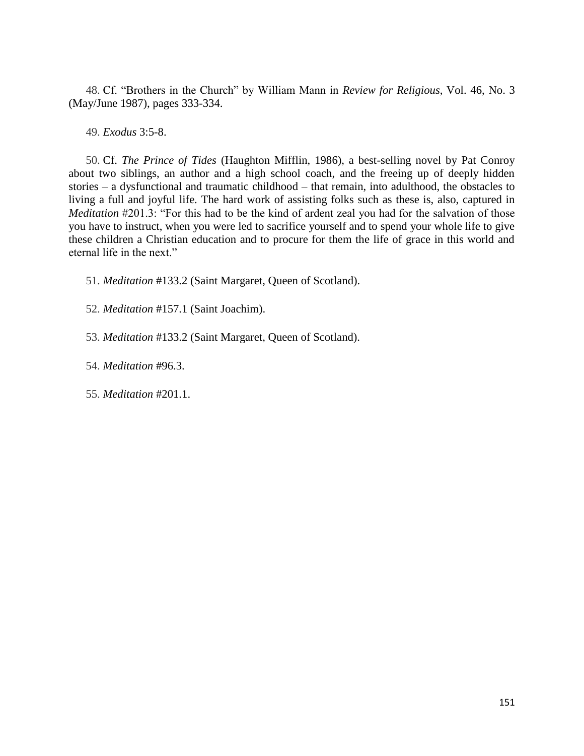48. Cf. "Brothers in the Church" by William Mann in *Review for Religious*, Vol. 46, No. 3 (May/June 1987), pages 333-334.

49. *Exodus* 3:5-8.

50. Cf. *The Prince of Tides* (Haughton Mifflin, 1986), a best-selling novel by Pat Conroy about two siblings, an author and a high school coach, and the freeing up of deeply hidden stories – a dysfunctional and traumatic childhood – that remain, into adulthood, the obstacles to living a full and joyful life. The hard work of assisting folks such as these is, also, captured in *Meditation* #201.3: "For this had to be the kind of ardent zeal you had for the salvation of those you have to instruct, when you were led to sacrifice yourself and to spend your whole life to give these children a Christian education and to procure for them the life of grace in this world and eternal life in the next."

51. *Meditation* #133.2 (Saint Margaret, Queen of Scotland).

52. *Meditation* #157.1 (Saint Joachim).

53. *Meditation* #133.2 (Saint Margaret, Queen of Scotland).

54. *Meditation* #96.3.

55. *Meditation* #201.1.